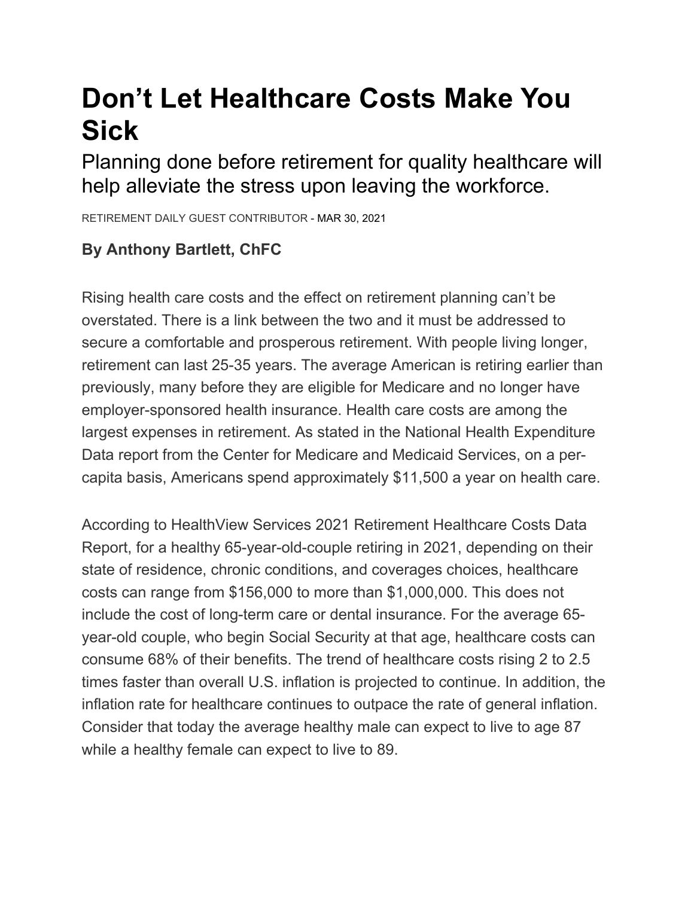# Don't Let Healthcare Costs Make You Sick

## Planning done before retirement for quality healthcare will help alleviate the stress upon leaving the workforce.

RETIREMENT DAILY GUEST CONTRIBUTOR - MAR 30, 2021

### By Anthony Bartlett, ChFC

Rising health care costs and the effect on retirement planning can't be overstated. There is a link between the two and it must be addressed to secure a comfortable and prosperous retirement. With people living longer, retirement can last 25-35 years. The average American is retiring earlier than previously, many before they are eligible for Medicare and no longer have employer-sponsored health insurance. Health care costs are among the largest expenses in retirement. As stated in the National Health Expenditure Data report from the Center for Medicare and Medicaid Services, on a per-capita basis, Americans spend approximately $11,500 a year on health care.

According to HealthView Services 2021 Retirement Healthcare Costs Data Report, for a healthy 65-year-old-couple retiring in 2021, depending on their state of residence, chronic conditions, and coverages choices, healthcare costs can range from $156,000 to more than $1,000,000. This does not include the cost of long-term care or dental insurance. For the average 65-year-old couple, who begin Social Security at that age, healthcare costs can consume 68% of their benefits. The trend of healthcare costs rising 2 to 2.5 times faster than overall U.S. inflation is projected to continue. In addition, the inflation rate for healthcare continues to outpace the rate of general inflation. Consider that today the average healthy male can expect to live to age 87 while a healthy female can expect to live to 89.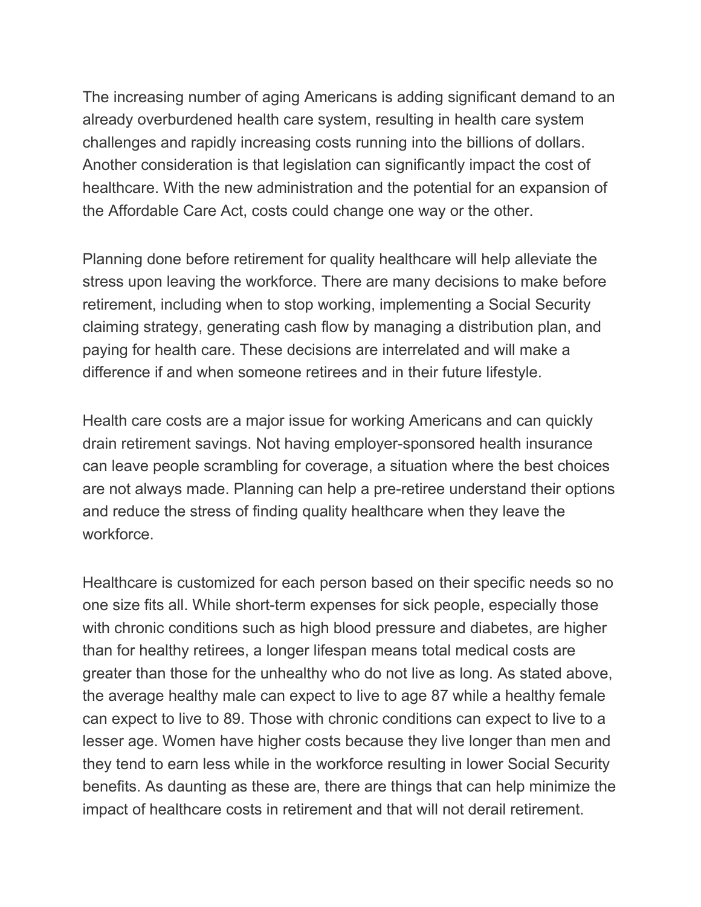The increasing number of aging Americans is adding significant demand to an already overburdened health care system, resulting in health care system challenges and rapidly increasing costs running into the billions of dollars. Another consideration is that legislation can significantly impact the cost of healthcare. With the new administration and the potential for an expansion of the Affordable Care Act, costs could change one way or the other.

Planning done before retirement for quality healthcare will help alleviate the stress upon leaving the workforce. There are many decisions to make before retirement, including when to stop working, implementing a Social Security claiming strategy, generating cash flow by managing a distribution plan, and paying for health care. These decisions are interrelated and will make a difference if and when someone retirees and in their future lifestyle.

Health care costs are a major issue for working Americans and can quickly drain retirement savings. Not having employer-sponsored health insurance can leave people scrambling for coverage, a situation where the best choices are not always made. Planning can help a pre-retiree understand their options and reduce the stress of finding quality healthcare when they leave the workforce.

Healthcare is customized for each person based on their specific needs so no one size fits all. While short-term expenses for sick people, especially those with chronic conditions such as high blood pressure and diabetes, are higher than for healthy retirees, a longer lifespan means total medical costs are greater than those for the unhealthy who do not live as long. As stated above, the average healthy male can expect to live to age 87 while a healthy female can expect to live to 89. Those with chronic conditions can expect to live to a lesser age. Women have higher costs because they live longer than men and they tend to earn less while in the workforce resulting in lower Social Security benefits. As daunting as these are, there are things that can help minimize the impact of healthcare costs in retirement and that will not derail retirement.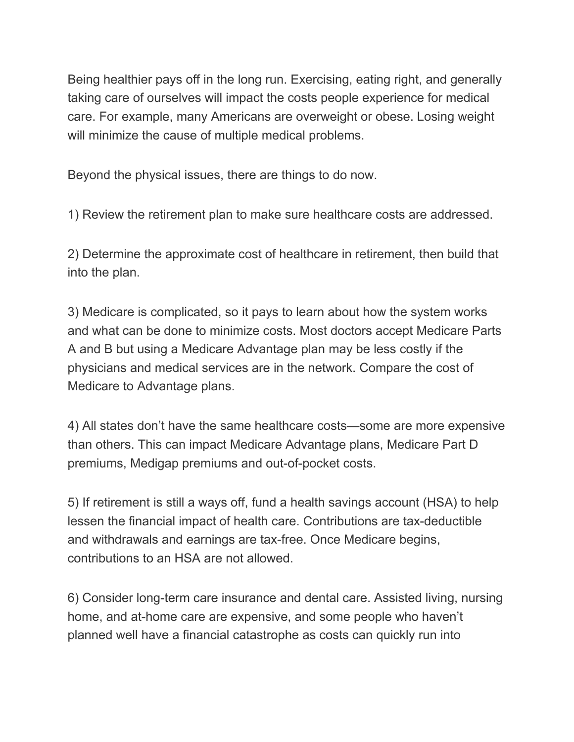Being healthier pays off in the long run. Exercising, eating right, and generally taking care of ourselves will impact the costs people experience for medical care. For example, many Americans are overweight or obese. Losing weight will minimize the cause of multiple medical problems.

Beyond the physical issues, there are things to do now.

1) Review the retirement plan to make sure healthcare costs are addressed.

2) Determine the approximate cost of healthcare in retirement, then build that into the plan.

3) Medicare is complicated, so it pays to learn about how the system works and what can be done to minimize costs. Most doctors accept Medicare Parts A and B but using a Medicare Advantage plan may be less costly if the physicians and medical services are in the network. Compare the cost of Medicare to Advantage plans.

4) All states don't have the same healthcare costs—some are more expensive than others. This can impact Medicare Advantage plans, Medicare Part D premiums, Medigap premiums and out-of-pocket costs.

5) If retirement is still a ways off, fund a health savings account (HSA) to help lessen the financial impact of health care. Contributions are tax-deductible and withdrawals and earnings are tax-free. Once Medicare begins, contributions to an HSA are not allowed.

6) Consider long-term care insurance and dental care. Assisted living, nursing home, and at-home care are expensive, and some people who haven't planned well have a financial catastrophe as costs can quickly run into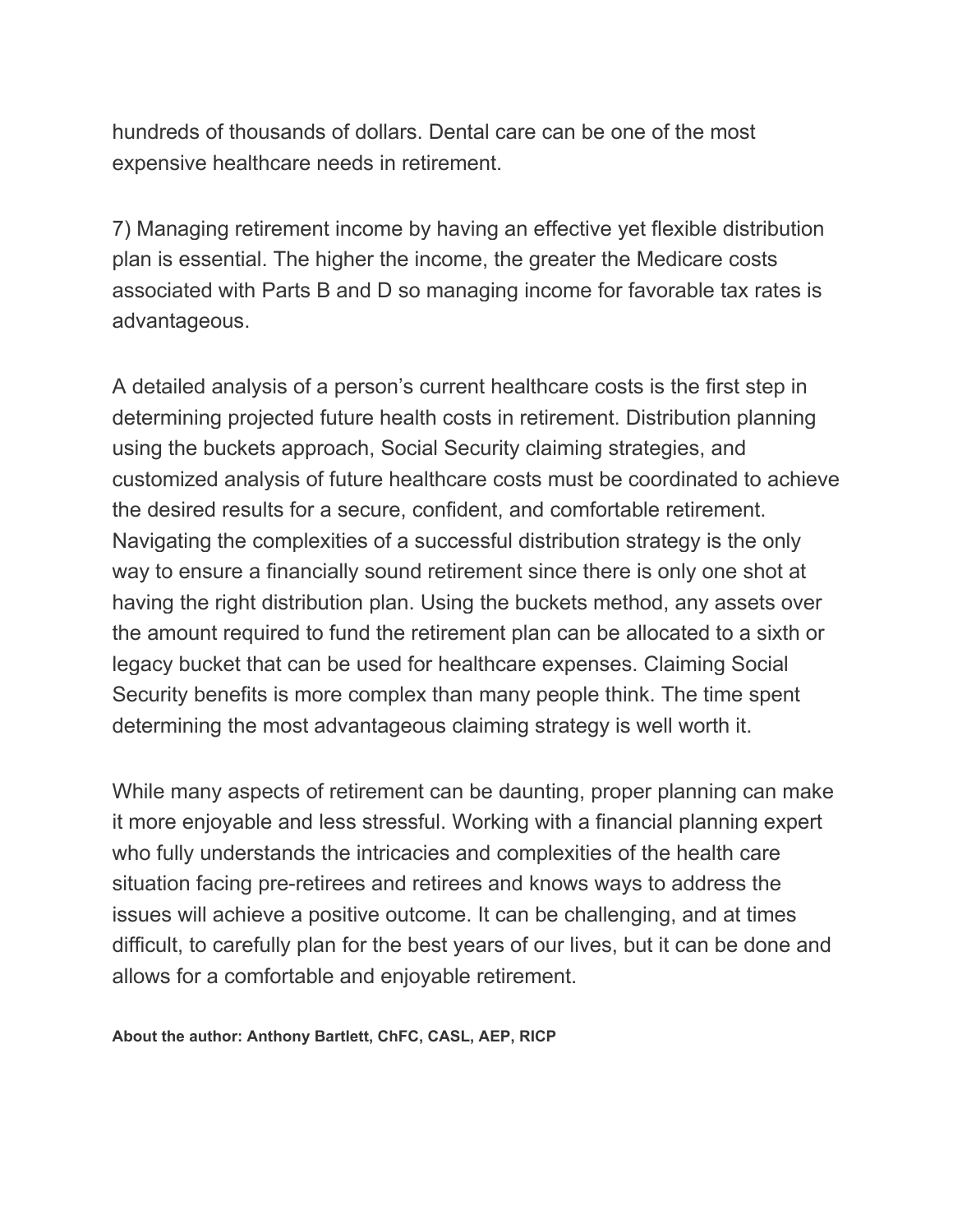hundreds of thousands of dollars. Dental care can be one of the most expensive healthcare needs in retirement.

7) Managing retirement income by having an effective yet flexible distribution plan is essential. The higher the income, the greater the Medicare costs associated with Parts B and D so managing income for favorable tax rates is advantageous.

A detailed analysis of a person's current healthcare costs is the first step in determining projected future health costs in retirement. Distribution planning using the buckets approach, Social Security claiming strategies, and customized analysis of future healthcare costs must be coordinated to achieve the desired results for a secure, confident, and comfortable retirement. Navigating the complexities of a successful distribution strategy is the only way to ensure a financially sound retirement since there is only one shot at having the right distribution plan. Using the buckets method, any assets over the amount required to fund the retirement plan can be allocated to a sixth or legacy bucket that can be used for healthcare expenses. Claiming Social Security benefits is more complex than many people think. The time spent determining the most advantageous claiming strategy is well worth it.

While many aspects of retirement can be daunting, proper planning can make it more enjoyable and less stressful. Working with a financial planning expert who fully understands the intricacies and complexities of the health care situation facing pre-retirees and retirees and knows ways to address the issues will achieve a positive outcome. It can be challenging, and at times difficult, to carefully plan for the best years of our lives, but it can be done and allows for a comfortable and enjoyable retirement.

**About the author: Anthony Bartlett, ChFC, CASL, AEP, RICP**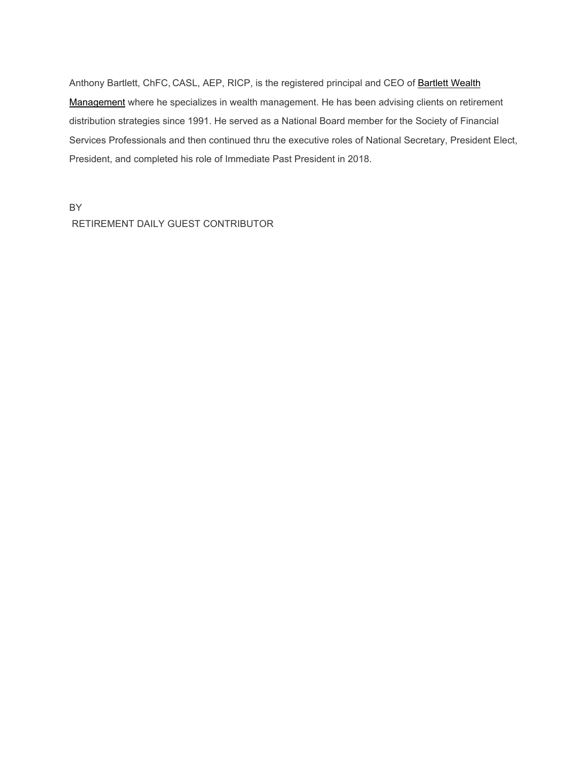Anthony Bartlett, ChFC, CASL, AEP, RICP, is the registered principal and CEO of Bartlett Wealth Management where he specializes in wealth management. He has been advising clients on retirement distribution strategies since 1991. He served as a National Board member for the Society of Financial Services Professionals and then continued thru the executive roles of National Secretary, President Elect, President, and completed his role of Immediate Past President in 2018.

BY
RETIREMENT DAILY GUEST CONTRIBUTOR